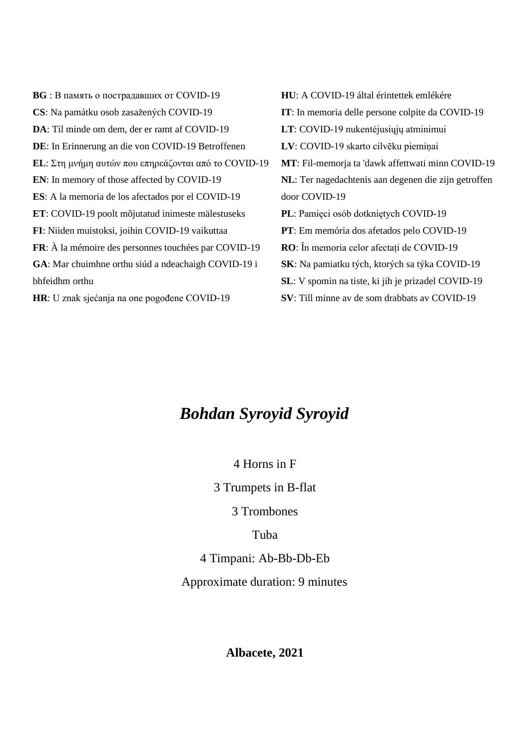**BG** : В память о пострадавших от COVID-19
**CS**: Na památku osob zasažených COVID-19
**DA**: Til minde om dem, der er ramt af COVID-19
**DE**: In Erinnerung an die von COVID-19 Betroffenen
**EL**: Στη μνήμη αυτών που επηρεάζονται από το COVID-19
**EN**: In memory of those affected by COVID-19
**ES**: A la memoria de los afectados por el COVID-19
**ET**: COVID-19 poolt mõjutatud inimeste mälestuseks
**FI**: Niiden muistoksi, joihin COVID-19 vaikuttaa
**FR**: À la mémoire des personnes touchées par COVID-19
**GA**: Mar chuimhne orthu siúd a ndeachaigh COVID-19 i bhfeidhm orthu
**HR**: U znak sjećanja na one pogođene COVID-19
**HU**: A COVID-19 által érintettek emlékére
**IT**: In memoria delle persone colpite da COVID-19
**LT**: COVID-19 nukentėjusiųjų atminimui
**LV**: COVID-19 skarto cilvēku piemiņai
**MT**: Fil-memorja ta 'dawk affettwati minn COVID-19
**NL**: Ter nagedachtenis aan degenen die zijn getroffen door COVID-19
**PL**: Pamięci osób dotkniętych COVID-19
**PT**: Em memória dos afetados pelo COVID-19
**RO**: În memoria celor afectați de COVID-19
**SK**: Na pamiatku tých, ktorých sa týka COVID-19
**SL**: V spomin na tiste, ki jih je prizadel COVID-19
**SV**: Till minne av de som drabbats av COVID-19

***Bohdan Syroyid Syroyid***

4 Horns in F

3 Trumpets in B-flat

3 Trombones

Tuba

4 Timpani: Ab-Bb-Db-Eb

Approximate duration: 9 minutes

**Albacete, 2021**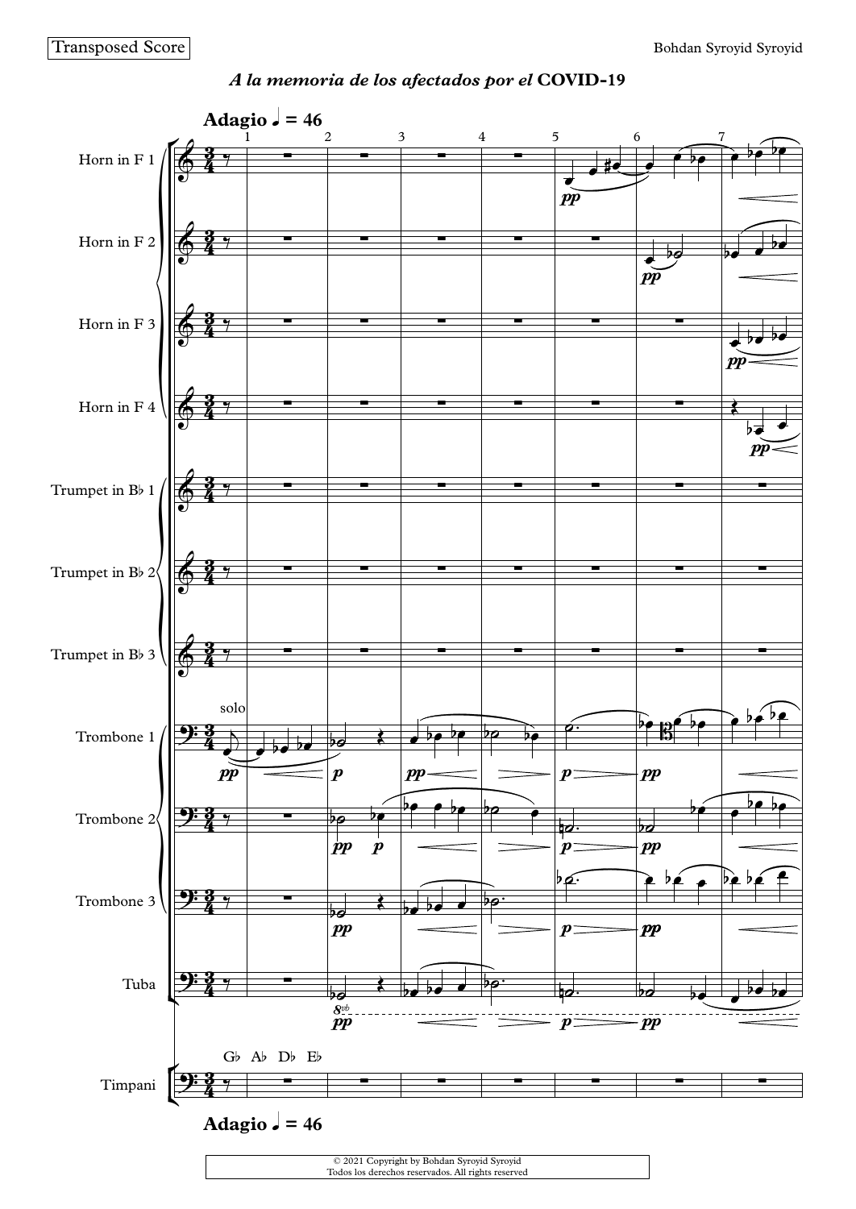Transposed Score

Bohdan Syroyid Syroyid

*A la memoria de los afectados por el* **COVID-19**

**Adagio ♩ = 46**

Horn in F 1

Horn in F 2

Horn in F 3

Horn in F 4

Trumpet in B♭ 1

Trumpet in B♭ 2

Trumpet in B♭ 3

solo

Trombone 1

Trombone 2

Trombone 3

Tuba

G♭ A♭ D♭ E♭

Timpani

**Adagio ♩ = 46**

© 2021 Copyright by Bohdan Syroyid Syroyid
Todos los derechos reservados. All rights reserved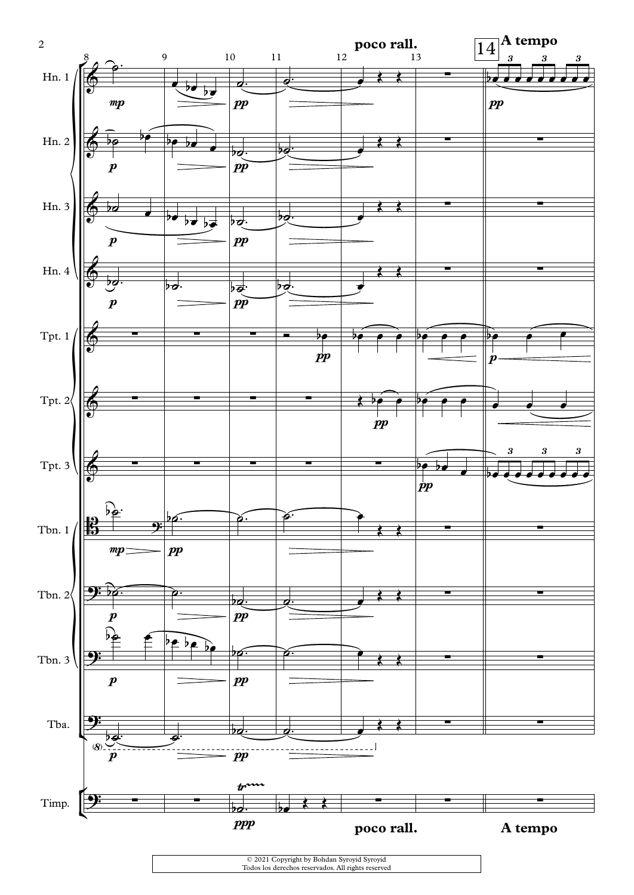poco rall.

14 A tempo

© 2021 Copyright by Bohdan Syroyid Syroyid
Todos los derechos reservados. All rights reserved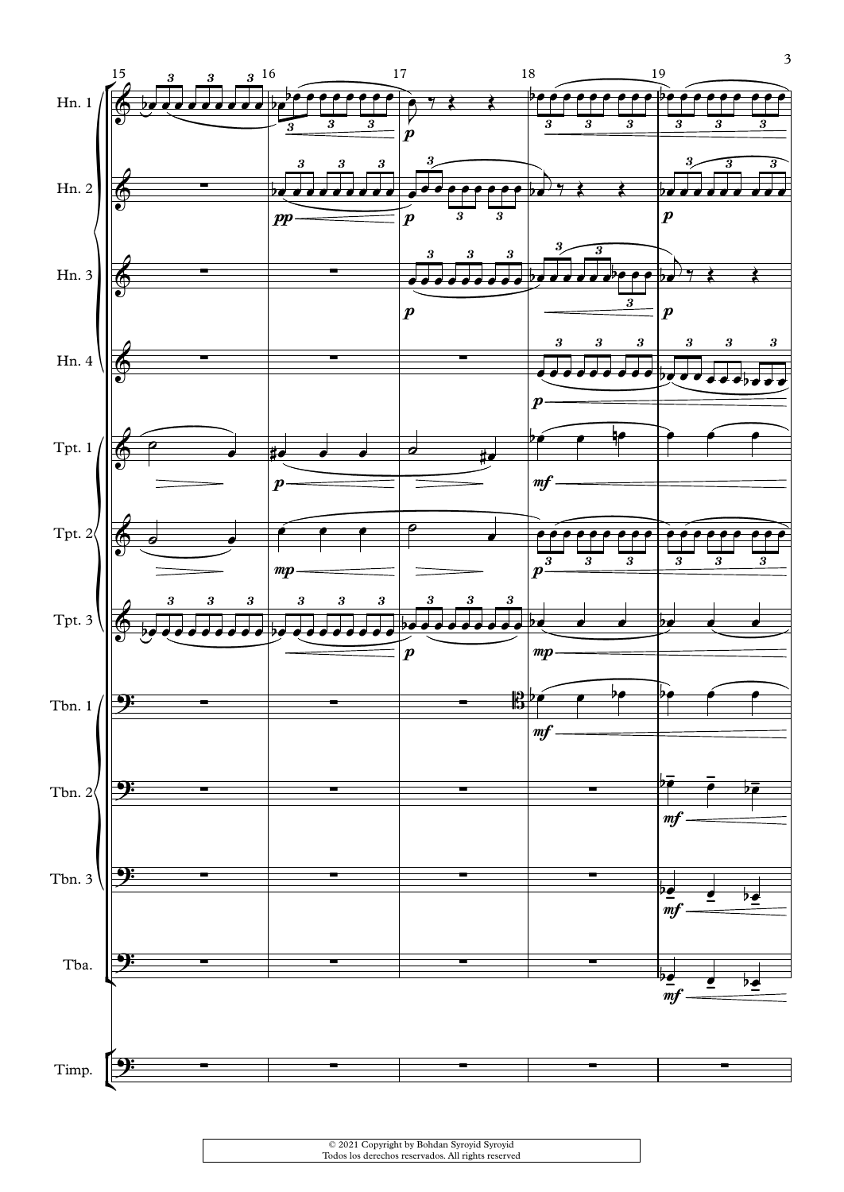Hn. 1

Hn. 2

Hn. 3

Hn. 4

Tpt. 1

Tpt. 2

Tpt. 3

Tbn. 1

Tbn. 2

Tbn. 3

Tba.

Timp.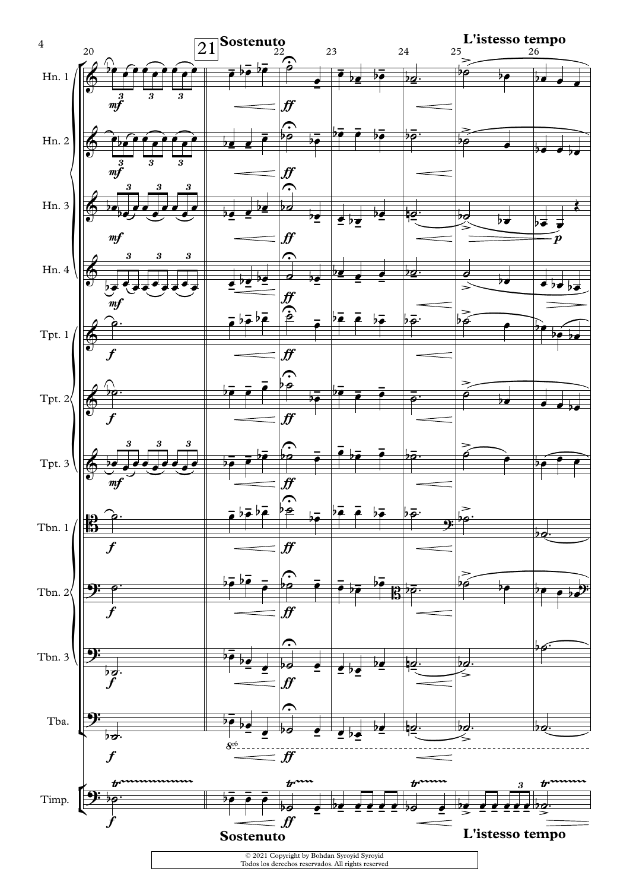**21** **Sostenuto**

**L'istesso tempo**

Hn. 1

Hn. 2

Hn. 3

Hn. 4

Tpt. 1

Tpt. 2

Tpt. 3

Tbn. 1

Tbn. 2

Tbn. 3

Tba.

Timp.

**Sostenuto**

**L'istesso tempo**

© 2021 Copyright by Bohdan Syroyid Syroyid
Todos los derechos reservados. All rights reserved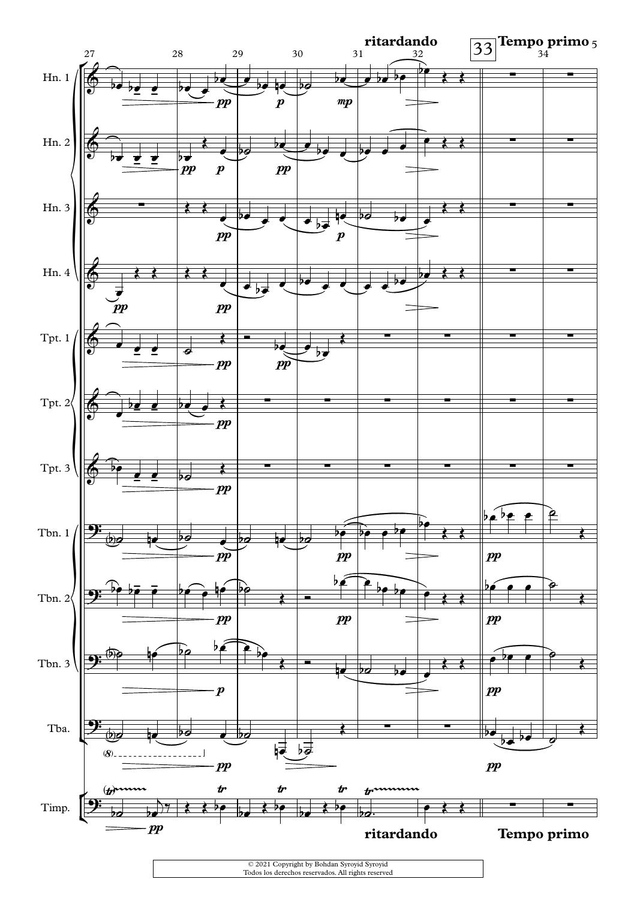© 2021 Copyright by Bohdan Syroyid Syroyid
Todos los derechos reservados. All rights reserved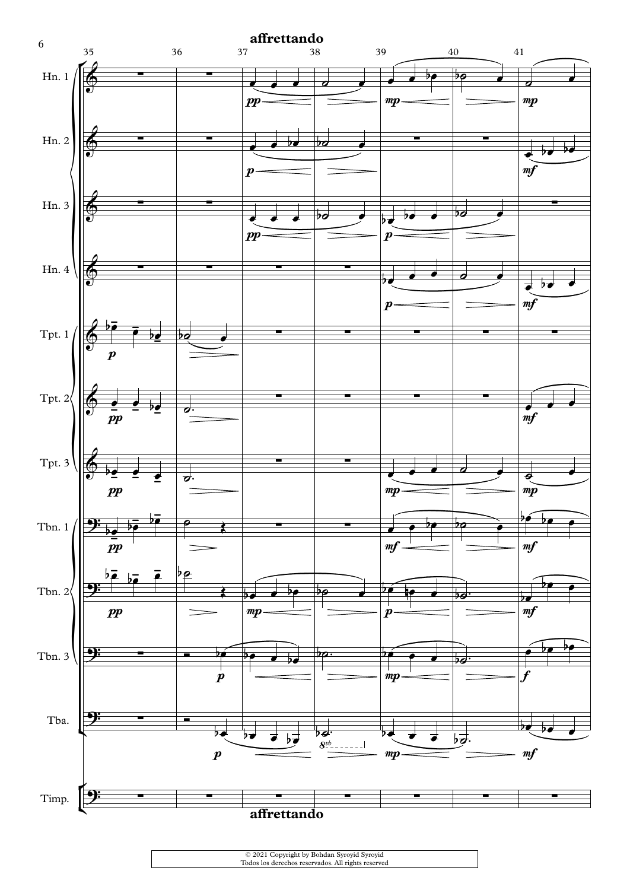**affrettando**

Hn. 1

Hn. 2

Hn. 3

Hn. 4

Tpt. 1

Tpt. 2

Tpt. 3

Tbn. 1

Tbn. 2

Tbn. 3

Tba.

Timp.

**affrettando**

© 2021 Copyright by Bohdan Syroyid Syroyid
Todos los derechos reservados. All rights reserved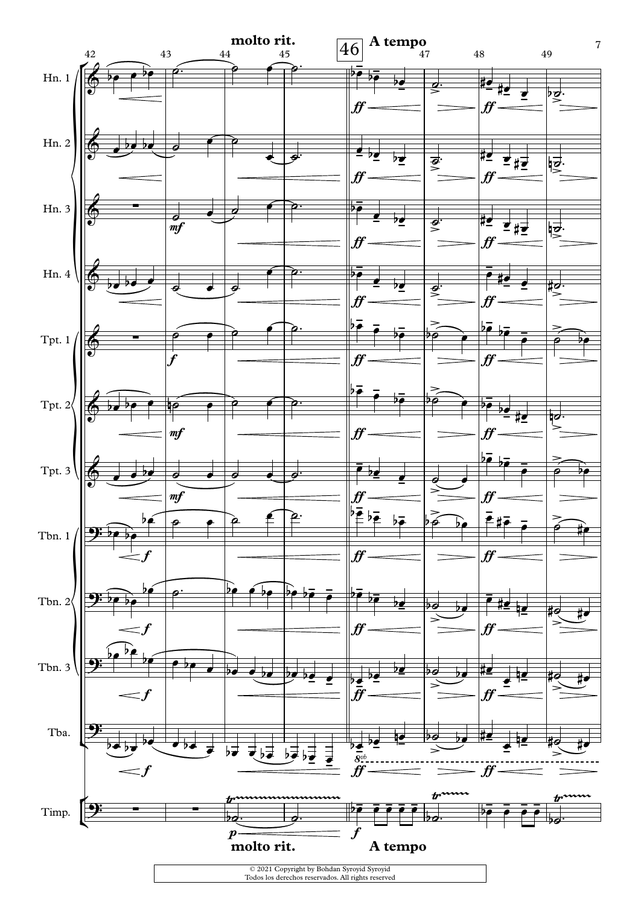molto rit. **46** A tempo

Hn. 1

Hn. 2

Hn. 3

Hn. 4

Tpt. 1

Tpt. 2

Tpt. 3

Tbn. 1

Tbn. 2

Tbn. 3

Tba.

Timp.

molto rit. A tempo

© 2021 Copyright by Bohdan Syroyid Syroyid
Todos los derechos reservados. All rights reserved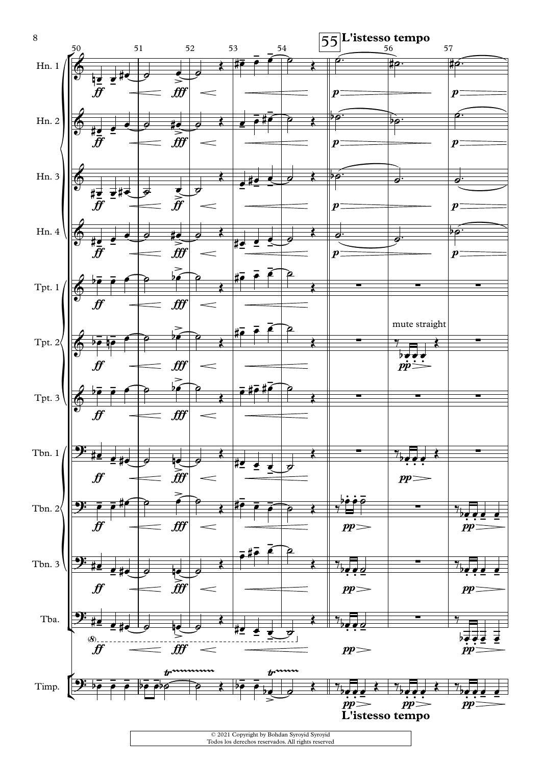**55** **L'istesso tempo**

Hn. 1

Hn. 2

Hn. 3

Hn. 4

Tpt. 1

Tpt. 2

mute straight

Tpt. 3

Tbn. 1

Tbn. 2

Tbn. 3

Tba.

Timp.

**L'istesso tempo**

© 2021 Copyright by Bohdan Syroyid Syroyid
Todos los derechos reservados. All rights reserved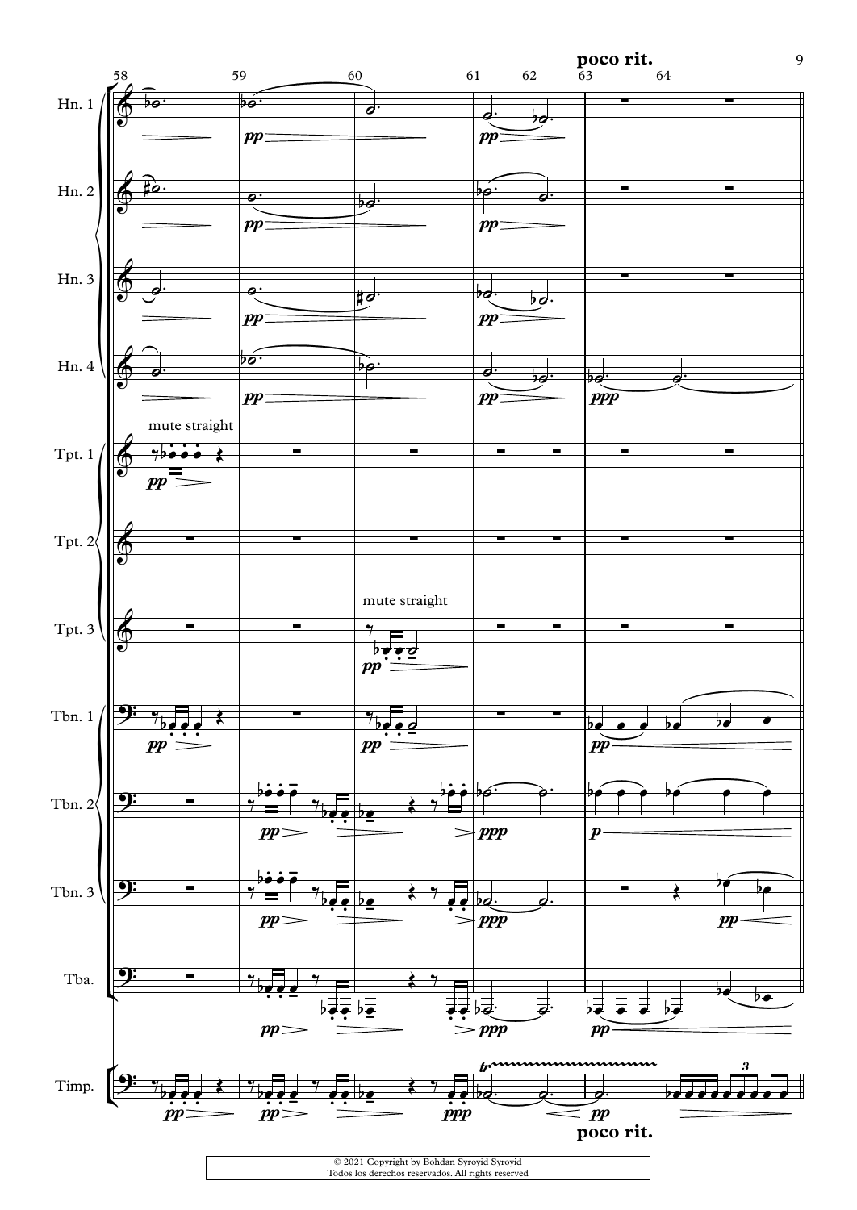poco rit.

Hn. 1

Hn. 2

Hn. 3

Hn. 4

Tpt. 1

mute straight

Tpt. 2

Tpt. 3

mute straight

Tbn. 1

Tbn. 2

Tbn. 3

Tba.

Timp.

poco rit.

© 2021 Copyright by Bohdan Syroyid Syroyid
Todos los derechos reservados. All rights reserved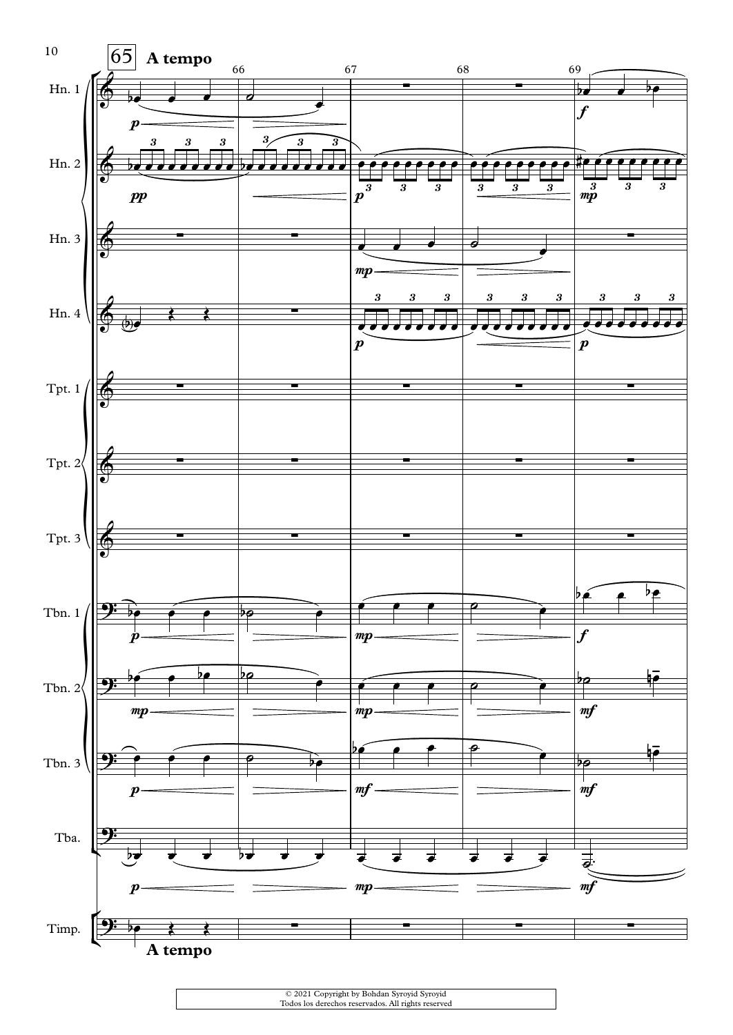**65** **A tempo**

Hn. 1

Hn. 2

Hn. 3

Hn. 4

Tpt. 1

Tpt. 2

Tpt. 3

Tbn. 1

Tbn. 2

Tbn. 3

Tba.

Timp.

**A tempo**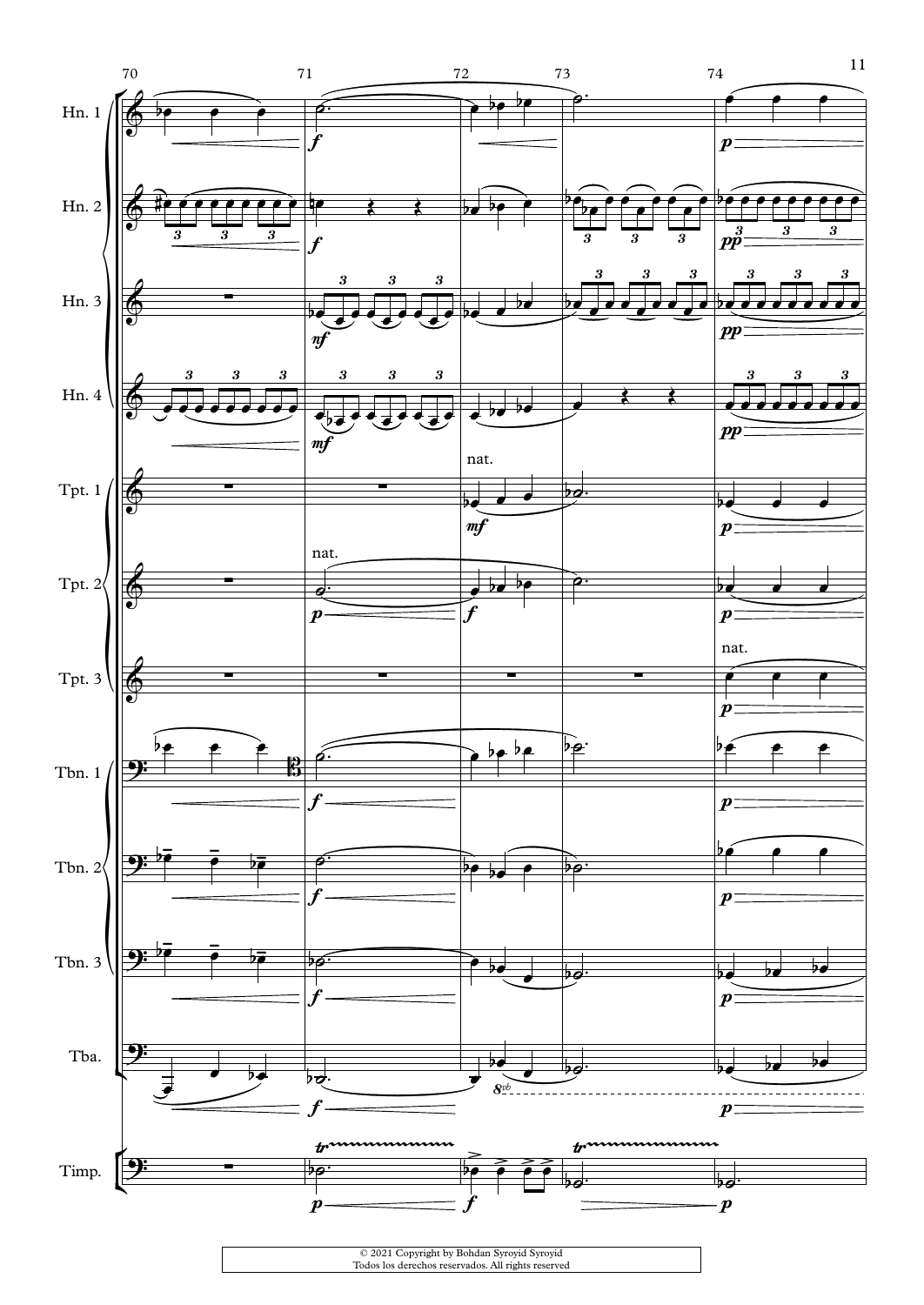© 2021 Copyright by Bohdan Syroyid Syroyid
Todos los derechos reservados. All rights reserved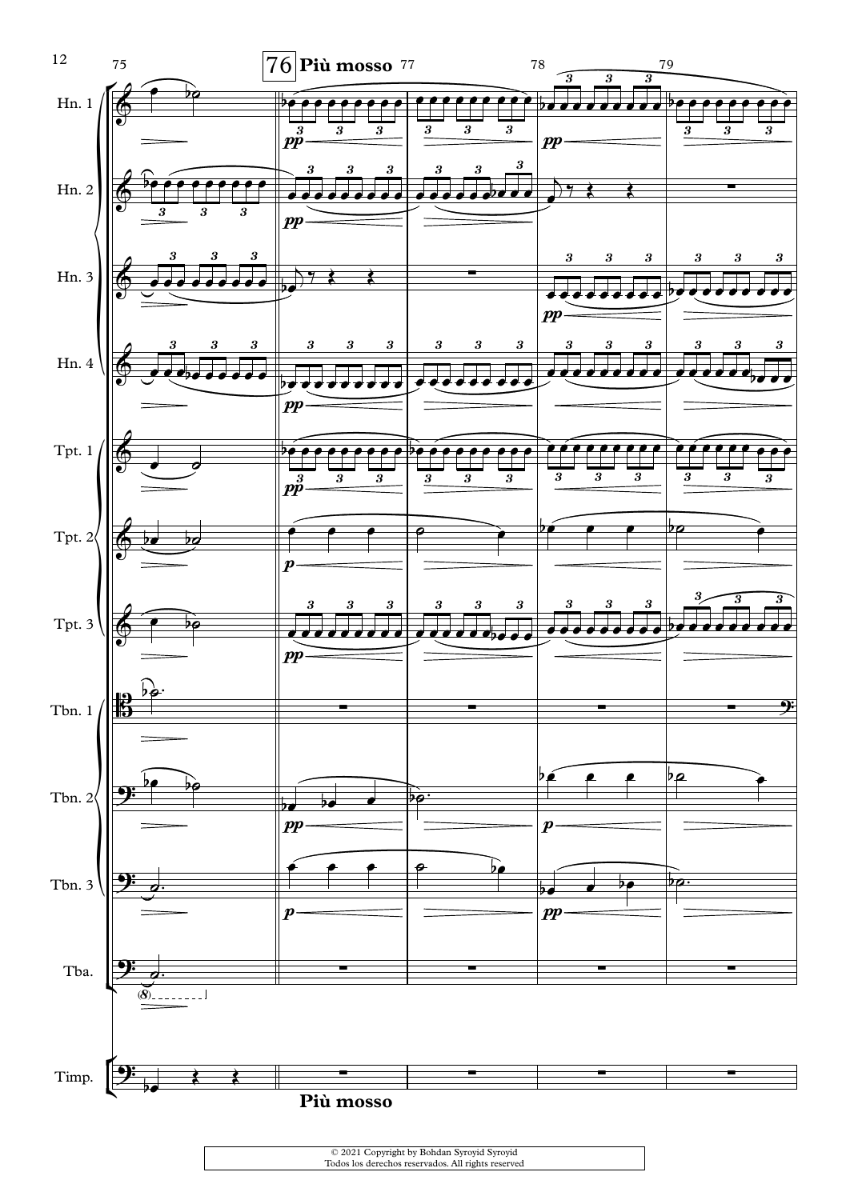76 **Più mosso**

Hn. 1

Hn. 2

Hn. 3

Hn. 4

Tpt. 1

Tpt. 2

Tpt. 3

Tbn. 1

Tbn. 2

Tbn. 3

Tba.

Timp.

**Più mosso**

© 2021 Copyright by Bohdan Syroyid Syroyid
Todos los derechos reservados. All rights reserved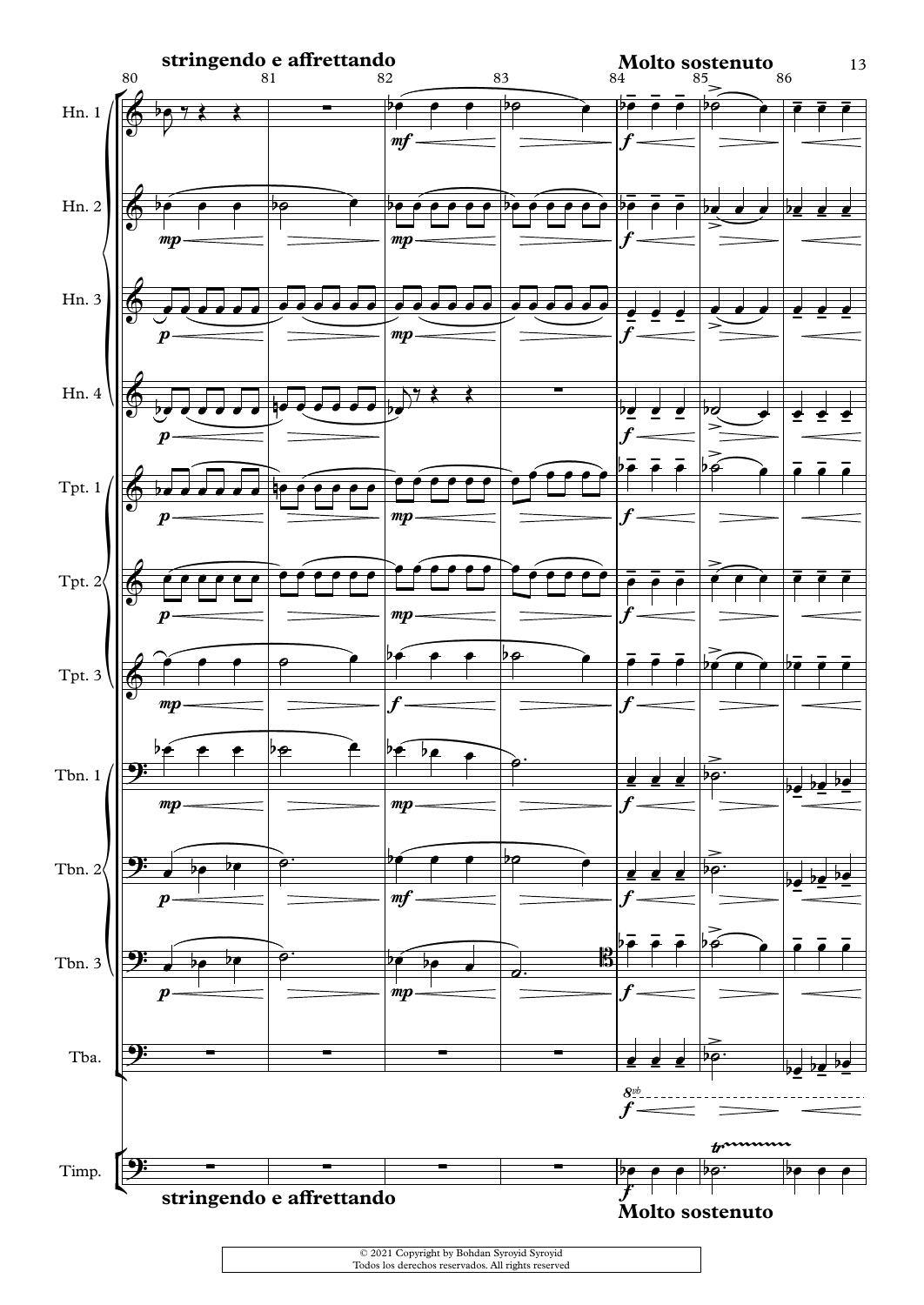**stringendo e affrettando**

**Molto sostenuto**

Hn. 1

Hn. 2

Hn. 3

Hn. 4

Tpt. 1

Tpt. 2

Tpt. 3

Tbn. 1

Tbn. 2

Tbn. 3

Tba.

Timp.

**stringendo e affrettando**

**Molto sostenuto**

© 2021 Copyright by Bohdan Syroyid Syroyid
Todos los derechos reservados. All rights reserved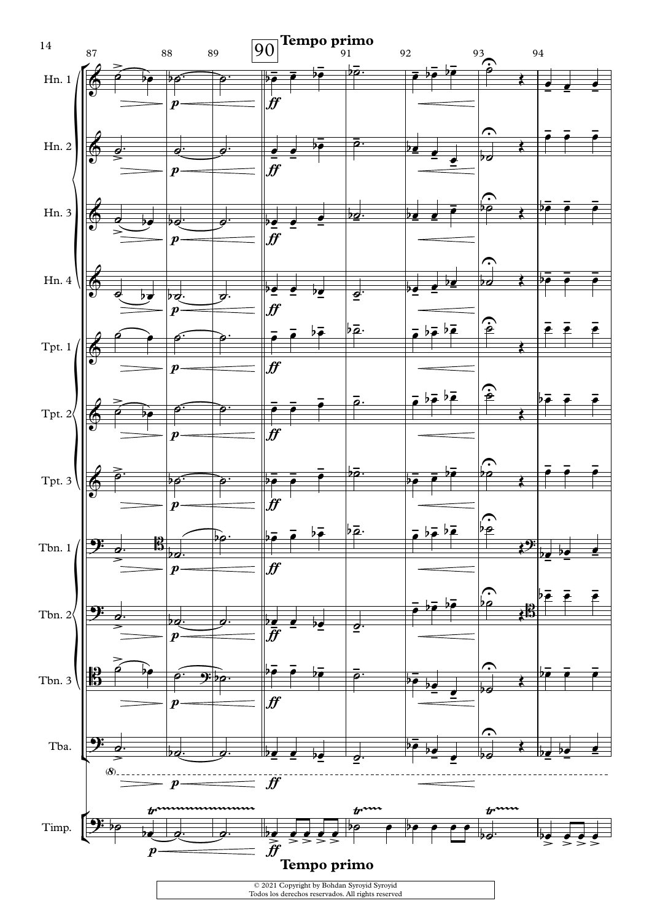Tempo primo

© 2021 Copyright by Bohdan Syroyid Syroyid
Todos los derechos reservados. All rights reserved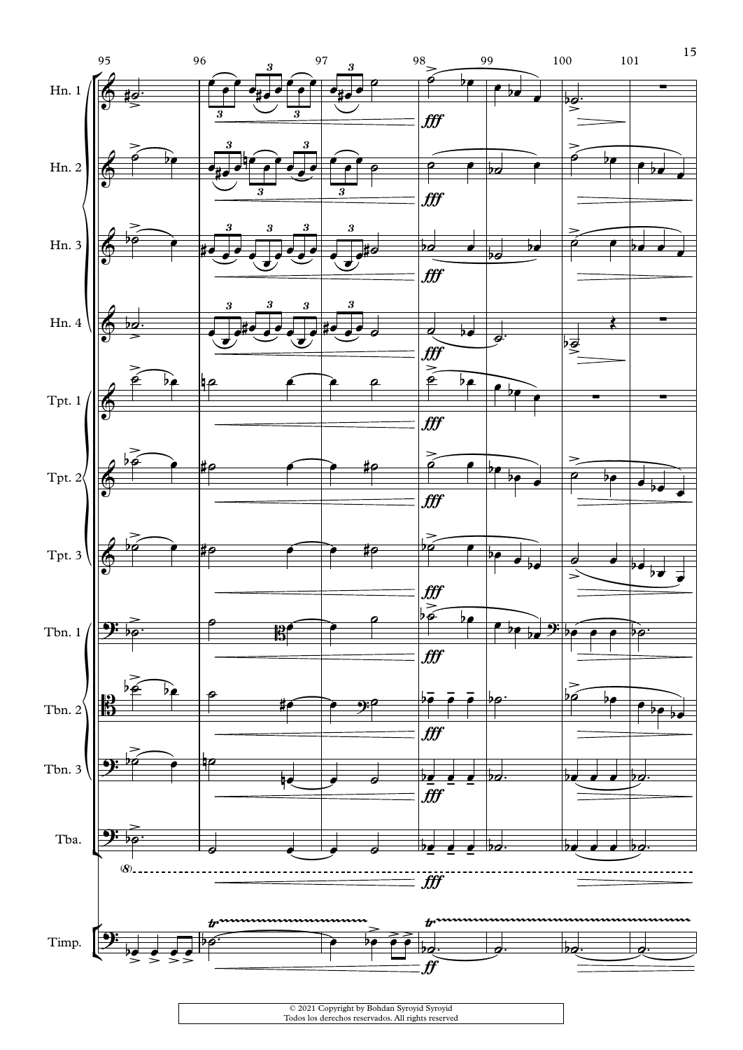Hn. 1

Hn. 2

Hn. 3

Hn. 4

Tpt. 1

Tpt. 2

Tpt. 3

Tbn. 1

Tbn. 2

Tbn. 3

Tba.

Timp.

© 2021 Copyright by Bohdan Syroyid Syroyid
Todos los derechos reservados. All rights reserved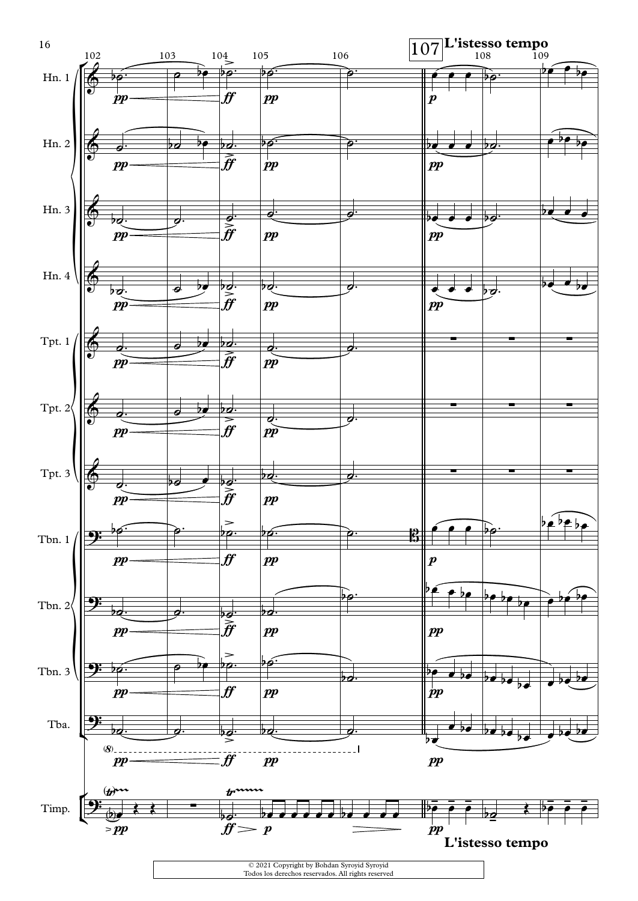**107** **L'istesso tempo**

**L'istesso tempo**

© 2021 Copyright by Bohdan Syroyid Syroyid
Todos los derechos reservados. All rights reserved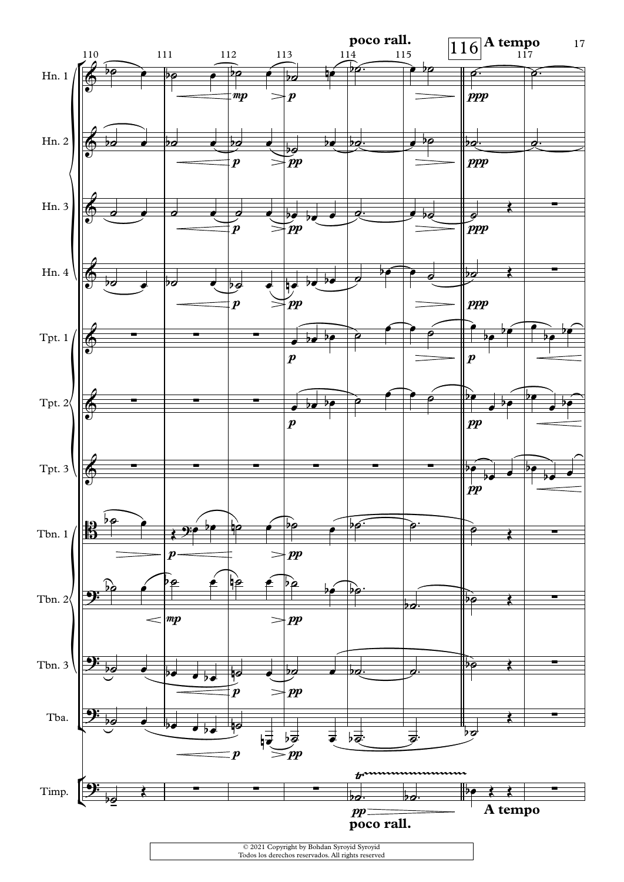**poco rall.** 116 **A tempo**

Hn. 1

Hn. 2

Hn. 3

Hn. 4

Tpt. 1

Tpt. 2

Tpt. 3

Tbn. 1

Tbn. 2

Tbn. 3

Tba.

Timp.

**poco rall.** **A tempo**

© 2021 Copyright by Bohdan Syroyid Syroyid
Todos los derechos reservados. All rights reserved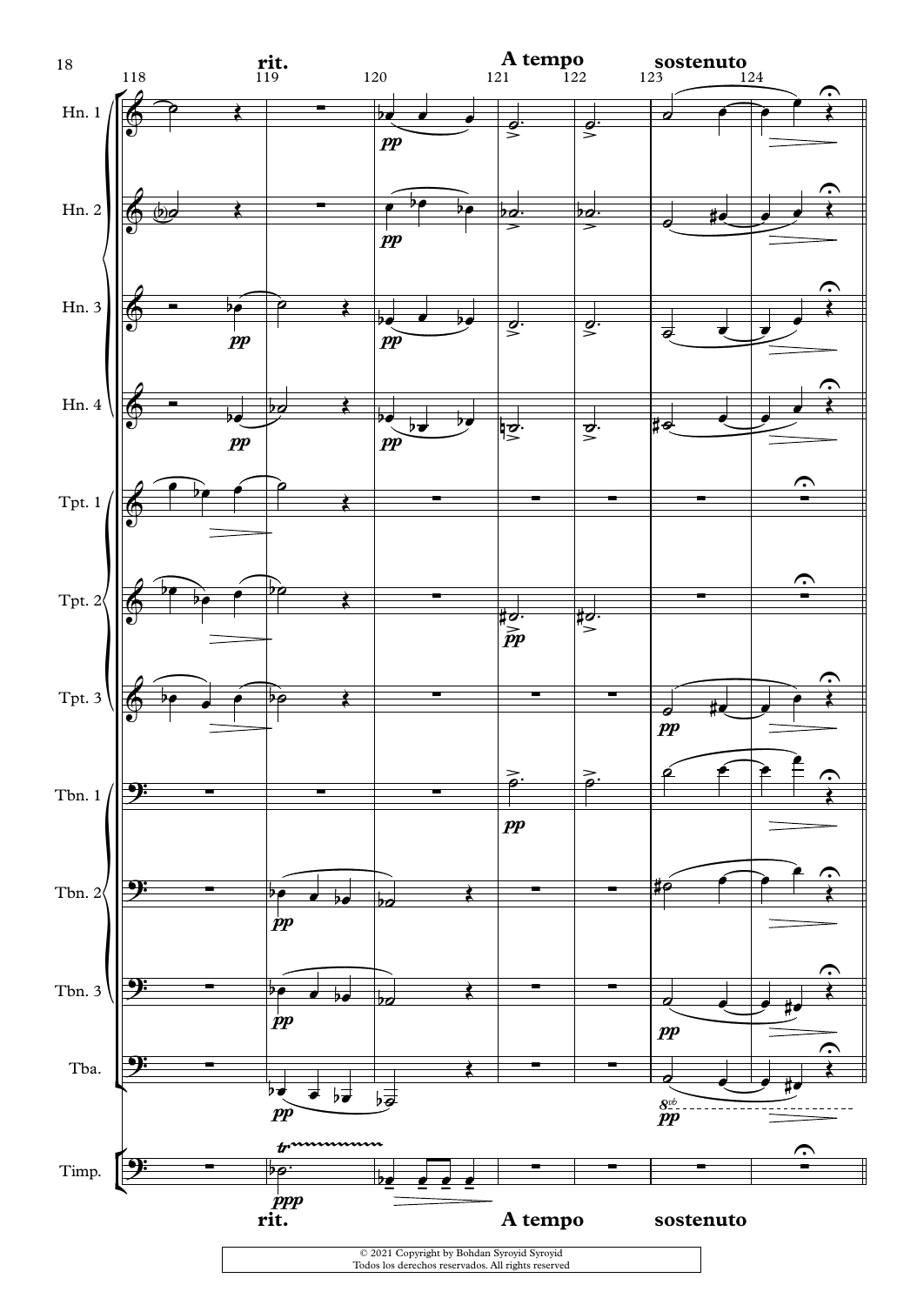**rit.** **A tempo** **sostenuto**

Hn. 1

Hn. 2

Hn. 3

Hn. 4

Tpt. 1

Tpt. 2

Tpt. 3

Tbn. 1

Tbn. 2

Tbn. 3

Tba.

Timp.

**rit.** **A tempo** **sostenuto**

© 2021 Copyright by Bohdan Syroyid Syroyid
Todos los derechos reservados. All rights reserved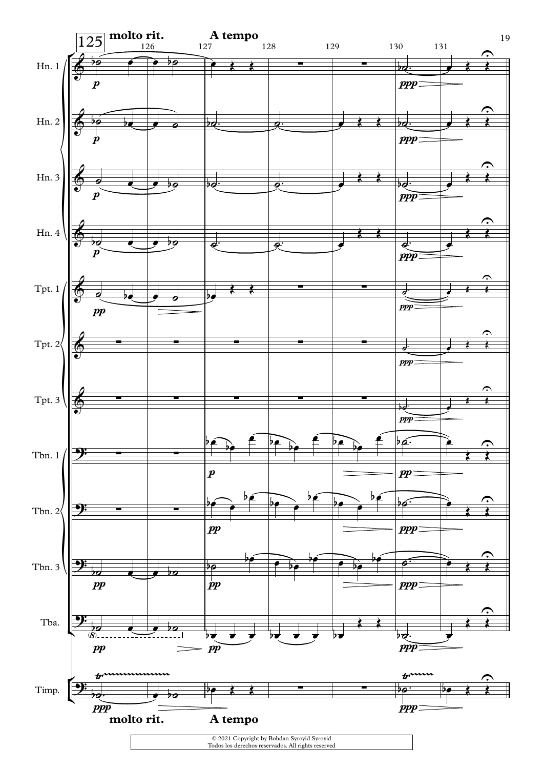**molto rit.** **A tempo**

Hn. 1

Hn. 2

Hn. 3

Hn. 4

Tpt. 1

Tpt. 2

Tpt. 3

Tbn. 1

Tbn. 2

Tbn. 3

Tba.

Timp.

**molto rit.** **A tempo**

© 2021 Copyright by Bohdan Syroyid Syroyid
Todos los derechos reservados. All rights reserved